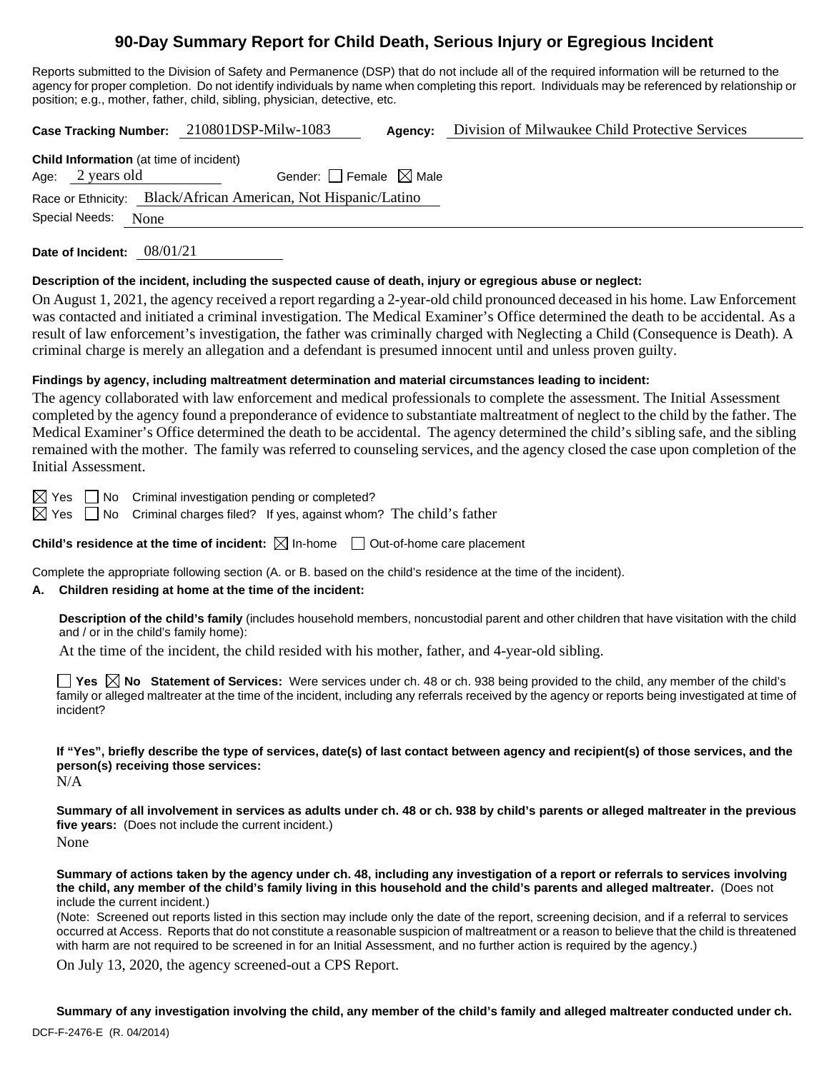# 90-Day Summary Report for Child Death, Serious Injury or Egregious Incident

Reports submitted to the Division of Safety and Permanence (DSP) that do not include all of the required information will be returned to the agency for proper completion. Do not identify individuals by name when completing this report. Individuals may be referenced by relationship or position; e.g., mother, father, child, sibling, physician, detective, etc.

**Case Tracking Number:** 210801DSP-Milw-1083 **Agency:** Division of Milwaukee Child Protective Services

**Child Information** (at time of incident)

Age: 2 years old Gender: ☐ Female ☒ Male

Race or Ethnicity: Black/African American, Not Hispanic/Latino

Special Needs: None

**Date of Incident:** 08/01/21

**Description of the incident, including the suspected cause of death, injury or egregious abuse or neglect:**

On August 1, 2021, the agency received a report regarding a 2-year-old child pronounced deceased in his home. Law Enforcement was contacted and initiated a criminal investigation. The Medical Examiner's Office determined the death to be accidental. As a result of law enforcement's investigation, the father was criminally charged with Neglecting a Child (Consequence is Death). A criminal charge is merely an allegation and a defendant is presumed innocent until and unless proven guilty.

**Findings by agency, including maltreatment determination and material circumstances leading to incident:**

The agency collaborated with law enforcement and medical professionals to complete the assessment. The Initial Assessment completed by the agency found a preponderance of evidence to substantiate maltreatment of neglect to the child by the father. The Medical Examiner's Office determined the death to be accidental. The agency determined the child's sibling safe, and the sibling remained with the mother. The family was referred to counseling services, and the agency closed the case upon completion of the Initial Assessment.

☒ Yes ☐ No Criminal investigation pending or completed?

☒ Yes ☐ No Criminal charges filed? If yes, against whom? The child's father

**Child's residence at the time of incident:** ☒ In-home ☐ Out-of-home care placement

Complete the appropriate following section (A. or B. based on the child's residence at the time of the incident).

**A. Children residing at home at the time of the incident:**

**Description of the child's family** (includes household members, noncustodial parent and other children that have visitation with the child and / or in the child's family home):

At the time of the incident, the child resided with his mother, father, and 4-year-old sibling.

☐ **Yes** ☒ **No Statement of Services:** Were services under ch. 48 or ch. 938 being provided to the child, any member of the child's family or alleged maltreater at the time of the incident, including any referrals received by the agency or reports being investigated at time of incident?

**If "Yes", briefly describe the type of services, date(s) of last contact between agency and recipient(s) of those services, and the person(s) receiving those services:**

N/A

**Summary of all involvement in services as adults under ch. 48 or ch. 938 by child's parents or alleged maltreater in the previous five years:** (Does not include the current incident.)

None

**Summary of actions taken by the agency under ch. 48, including any investigation of a report or referrals to services involving the child, any member of the child's family living in this household and the child's parents and alleged maltreater.** (Does not include the current incident.)

(Note: Screened out reports listed in this section may include only the date of the report, screening decision, and if a referral to services occurred at Access. Reports that do not constitute a reasonable suspicion of maltreatment or a reason to believe that the child is threatened with harm are not required to be screened in for an Initial Assessment, and no further action is required by the agency.)

On July 13, 2020, the agency screened-out a CPS Report.

**Summary of any investigation involving the child, any member of the child's family and alleged maltreater conducted under ch.**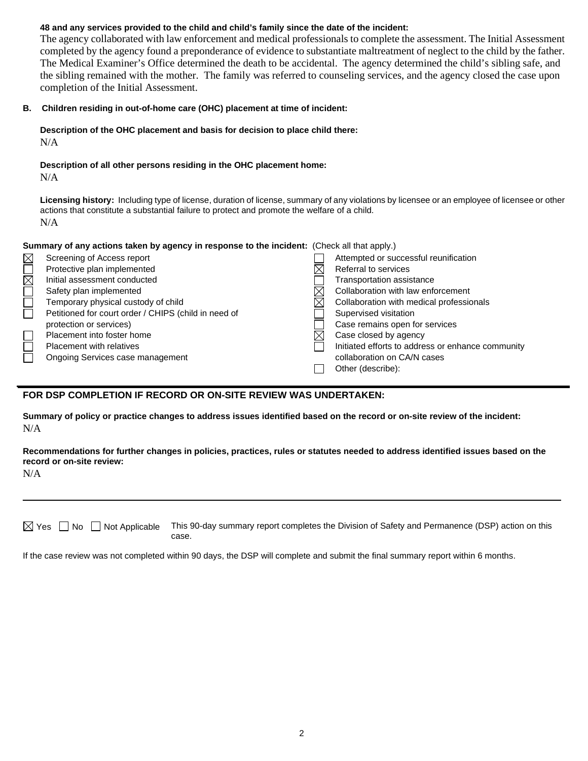**48 and any services provided to the child and child's family since the date of the incident:**

The agency collaborated with law enforcement and medical professionals to complete the assessment. The Initial Assessment completed by the agency found a preponderance of evidence to substantiate maltreatment of neglect to the child by the father. The Medical Examiner's Office determined the death to be accidental. The agency determined the child's sibling safe, and the sibling remained with the mother. The family was referred to counseling services, and the agency closed the case upon completion of the Initial Assessment.

**B. Children residing in out-of-home care (OHC) placement at time of incident:**

**Description of the OHC placement and basis for decision to place child there:**

N/A

**Description of all other persons residing in the OHC placement home:**

N/A

**Licensing history:** Including type of license, duration of license, summary of any violations by licensee or an employee of licensee or other actions that constitute a substantial failure to protect and promote the welfare of a child.

N/A

**Summary of any actions taken by agency in response to the incident:** (Check all that apply.)

- ☒ Screening of Access report
- ☐ Protective plan implemented
- ☒ Initial assessment conducted
- ☐ Safety plan implemented
- ☐ Temporary physical custody of child
- ☐ Petitioned for court order / CHIPS (child in need of protection or services)
- ☐ Placement into foster home
- ☐ Placement with relatives
- ☐ Ongoing Services case management
- ☐ Attempted or successful reunification
- ☒ Referral to services
- ☐ Transportation assistance
- ☒ Collaboration with law enforcement
- ☒ Collaboration with medical professionals
- ☐ Supervised visitation
- ☐ Case remains open for services
- ☒ Case closed by agency
- ☐ Initiated efforts to address or enhance community collaboration on CA/N cases
- ☐ Other (describe):

## FOR DSP COMPLETION IF RECORD OR ON-SITE REVIEW WAS UNDERTAKEN:

**Summary of policy or practice changes to address issues identified based on the record or on-site review of the incident:**

N/A

**Recommendations for further changes in policies, practices, rules or statutes needed to address identified issues based on the record or on-site review:**

N/A

---

☒ Yes ☐ No ☐ Not Applicable This 90-day summary report completes the Division of Safety and Permanence (DSP) action on this case.

If the case review was not completed within 90 days, the DSP will complete and submit the final summary report within 6 months.